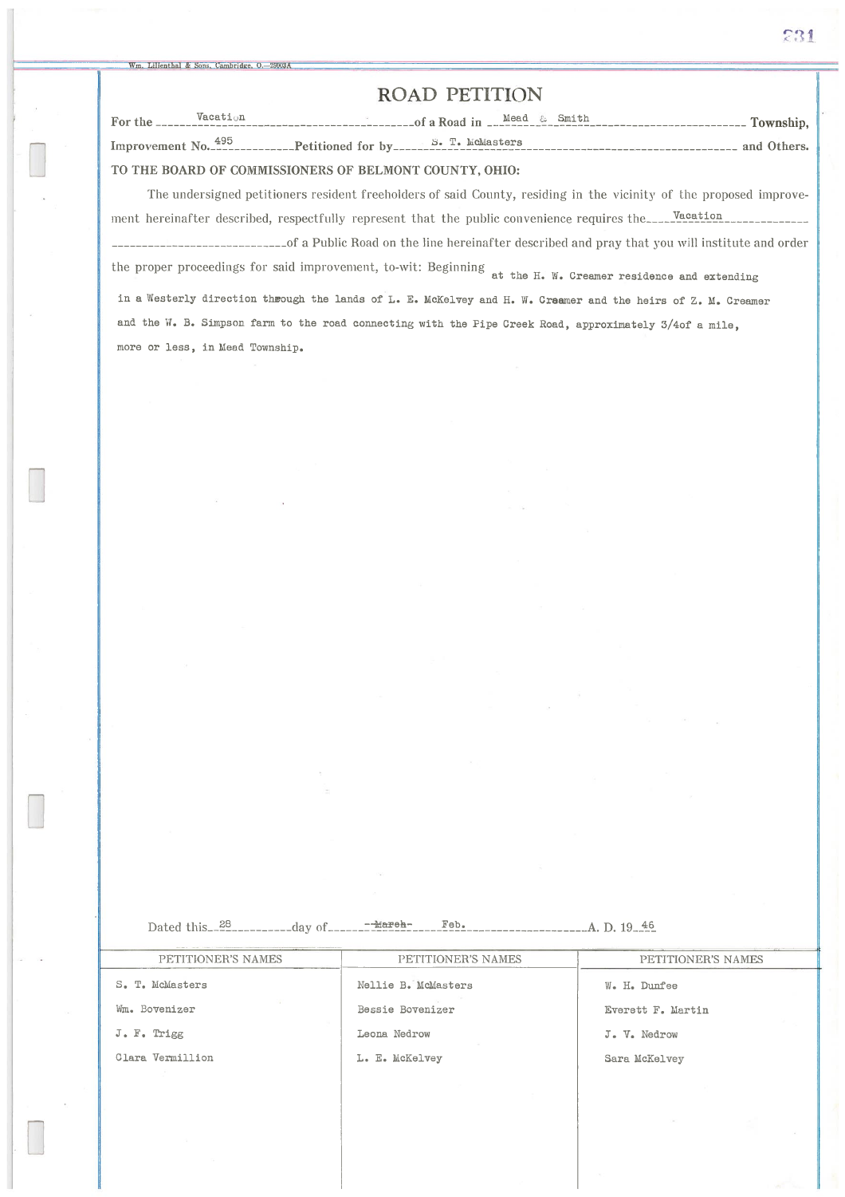# ROAD PETITION

For the Vacation of a Road in Mead & Smith Township,

Improvement No. 495 Petitioned for by S. T. McMasters and Others.

**TO THE BOARD OF COMMISSIONERS OF BELMONT COUNTY, OHIO:**

The undersigned petitioners resident freeholders of said County, residing in the vicinity of the proposed improvement hereinafter described, respectfully represent that the public convenience requires the Vacation of a Public Road on the line hereinafter described and pray that you will institute and order the proper proceedings for said improvement, to-wit: Beginning at the H. W. Creamer residence and extending in a Westerly direction through the lands of L. E. McKelvey and H. W. Creamer and the heirs of Z. M. Creamer and the W. B. Simpson farm to the road connecting with the Pipe Creek Road, approximately 3/4of a mile, more or less, in Mead Township.

Dated this 28 day of ~~March~~ Feb. A. D. 19 46

| PETITIONER'S NAMES | PETITIONER'S NAMES | PETITIONER'S NAMES |
|---|---|---|
| S. T. McMasters | Nellie B. McMasters | W. H. Dunfee |
| Wm. Bovenizer | Bessie Bovenizer | Everett F. Martin |
| J. F. Trigg | Leona Nedrow | J. V. Nedrow |
| Clara Vermillion | L. E. McKelvey | Sara McKelvey |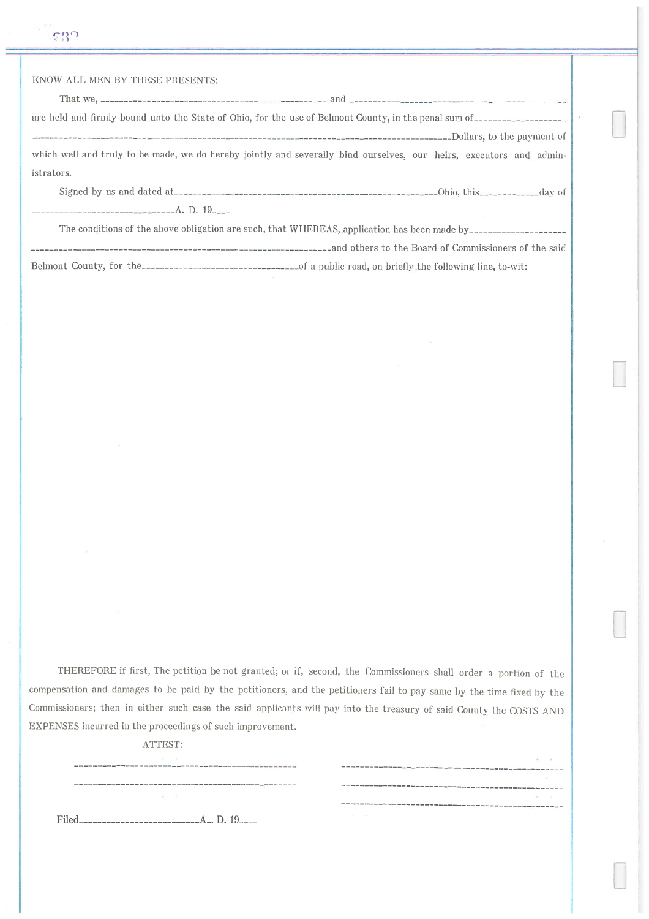KNOW ALL MEN BY THESE PRESENTS:

That we, ______________________________________________ and ______________________________________________ are held and firmly bound unto the State of Ohio, for the use of Belmont County, in the penal sum of__________________ ______________________________________________________________________________Dollars, to the payment of which well and truly to be made, we do hereby jointly and severally bind ourselves, our heirs, executors and administrators.

Signed by us and dated at______________________________________________________Ohio, this____________day of ______________________________A. D. 19____

The conditions of the above obligation are such, that WHEREAS, application has been made by____________________ ______________________________________________________________and others to the Board of Commissioners of the said Belmont County, for the________________________________of a public road, on briefly the following line, to-wit:

THEREFORE if first, The petition be not granted; or if, second, the Commissioners shall order a portion of the compensation and damages to be paid by the petitioners, and the petitioners fail to pay same by the time fixed by the Commissioners; then in either such case the said applicants will pay into the treasury of said County the COSTS AND EXPENSES incurred in the proceedings of such improvement.

ATTEST:

______________________________________________ ______________________________________________

______________________________________________ ______________________________________________

______________________________________________

Filed__________________________A. D. 19____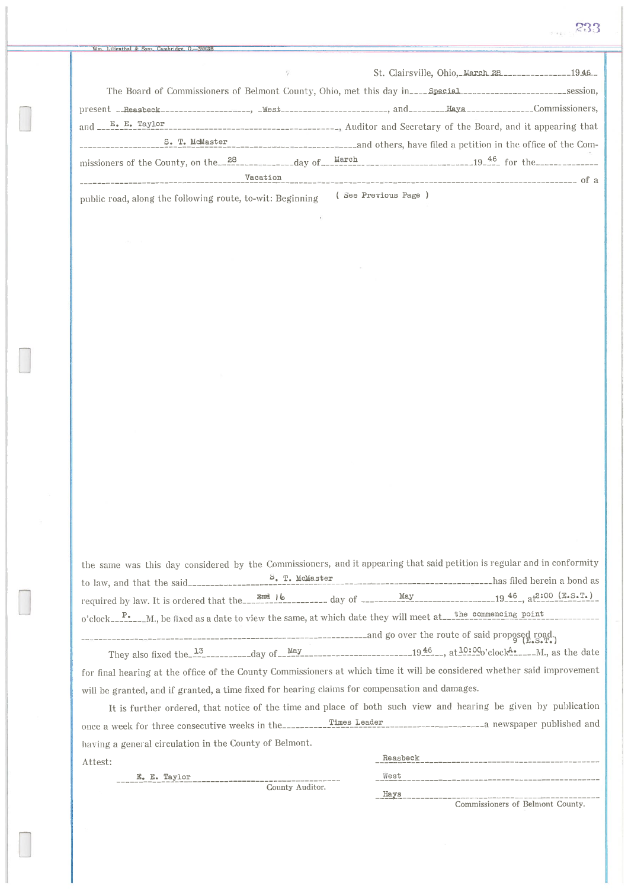St. Clairsville, Ohio, March 28 1946

The Board of Commissioners of Belmont County, Ohio, met this day in Special session, present Reasbeck, West, and Hays Commissioners, and E. E. Taylor, Auditor and Secretary of the Board, and it appearing that S. T. McMaster and others, have filed a petition in the office of the Commissioners of the County, on the 28 day of March 1946 for the Vacation of a public road, along the following route, to-wit: Beginning ( See Previous Page )

the same was this day considered by the Commissioners, and it appearing that said petition is regular and in conformity to law, and that the said S. T. McMaster has filed herein a bond as required by law. It is ordered that the ~~2nd~~ 16 day of May 1946, at 2:00 (E.S.T.) o'clock P. M., be fixed as a date to view the same, at which date they will meet at the commencing point and go over the route of said proposed road.

They also fixed the 13 day of May 1946, at 10:00 (E.S.T.) o'clock A. M., as the date for final hearing at the office of the County Commissioners at which time it will be considered whether said improvement will be granted, and if granted, a time fixed for hearing claims for compensation and damages.

It is further ordered, that notice of the time and place of both such view and hearing be given by publication once a week for three consecutive weeks in the Times Leader a newspaper published and having a general circulation in the County of Belmont.

Attest:

E. E. Taylor
County Auditor.

Reasbeck
West
Hays
Commissioners of Belmont County.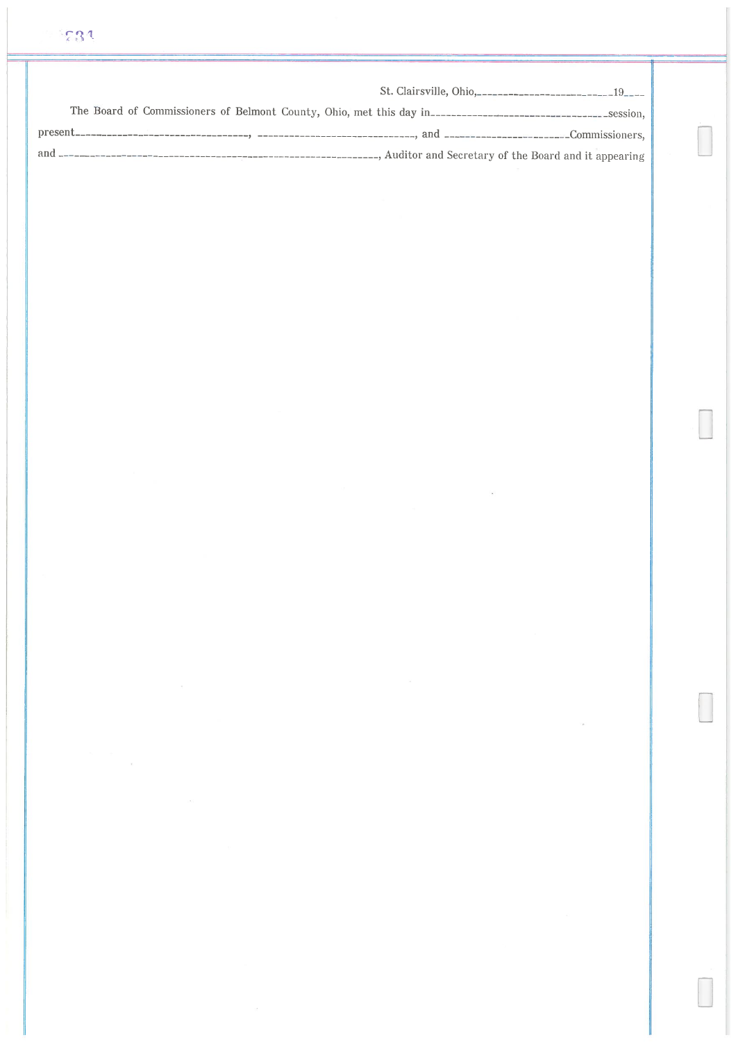St. Clairsville, Ohio,\_\_\_\_\_\_\_\_\_\_\_\_\_\_\_\_\_\_\_\_\_\_\_\_\_\_\_19\_\_\_\_

The Board of Commissioners of Belmont County, Ohio, met this day in\_\_\_\_\_\_\_\_\_\_\_\_\_\_\_\_\_\_\_\_\_\_\_\_\_\_\_\_\_\_\_\_\_\_\_\_session, present\_\_\_\_\_\_\_\_\_\_\_\_\_\_\_\_\_\_\_\_\_\_\_\_\_\_\_\_\_\_\_\_\_\_, \_\_\_\_\_\_\_\_\_\_\_\_\_\_\_\_\_\_\_\_\_\_\_\_\_\_\_\_\_\_\_\_, and \_\_\_\_\_\_\_\_\_\_\_\_\_\_\_\_\_\_\_\_\_\_\_\_Commissioners, and \_\_\_\_\_\_\_\_\_\_\_\_\_\_\_\_\_\_\_\_\_\_\_\_\_\_\_\_\_\_\_\_\_\_\_\_\_\_\_\_\_\_\_\_\_\_\_\_\_\_\_\_\_\_\_, Auditor and Secretary of the Board and it appearing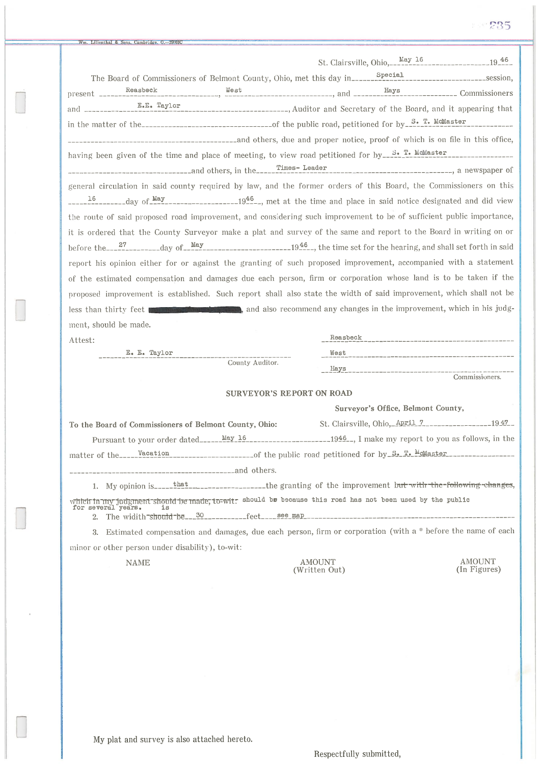St. Clairsville, Ohio, May 16 1946

The Board of Commissioners of Belmont County, Ohio, met this day in Special session, present Reasbeck, West, and Hays Commissioners and E.E. Taylor, Auditor and Secretary of the Board, and it appearing that in the matter of the ______ of the public road, petitioned for by S. T. McMaster and others, due and proper notice, proof of which is on file in this office, having been given of the time and place of meeting, to view road petitioned for by S. T. McMaster and others, in the Times- Leader, a newspaper of general circulation in said county required by law, and the former orders of this Board, the Commissioners on this 16 day of May 1946, met at the time and place in said notice designated and did view the route of said proposed road improvement, and considering such improvement to be of sufficient public importance, it is ordered that the County Surveyor make a plat and survey of the same and report to the Board in writing on or before the 27 day of May 1946, the time set for the hearing, and shall set forth in said report his opinion either for or against the granting of such proposed improvement, accompanied with a statement of the estimated compensation and damages due each person, firm or corporation whose land is to be taken if the proposed improvement is established. Such report shall also state the width of said improvement, which shall not be less than thirty feet ██████████, and also recommend any changes in the improvement, which in his judgment, should be made.

Attest:

E. E. Taylor
County Auditor.

Reasbeck
West
Hays
Commissioners.

## SURVEYOR'S REPORT ON ROAD

Surveyor's Office, Belmont County,

**To the Board of Commissioners of Belmont County, Ohio:** St. Clairsville, Ohio, April 7 1947

Pursuant to your order dated May 16 1946, I make my report to you as follows, in the matter of the Vacation of the public road petitioned for by S. T. McMaster and others.

1. My opinion is that the granting of the improvement ~~but with the following changes, which in my judgment should be made, to-wit:~~ should be because this road has not been used by the public for several years.
2. The width ~~should be~~ is 30 feet see map
3. Estimated compensation and damages, due each person, firm or corporation (with a * before the name of each minor or other person under disability), to-wit:

| NAME | AMOUNT (Written Out) | AMOUNT (In Figures) |
|---|---|---|

My plat and survey is also attached hereto.

Respectfully submitted,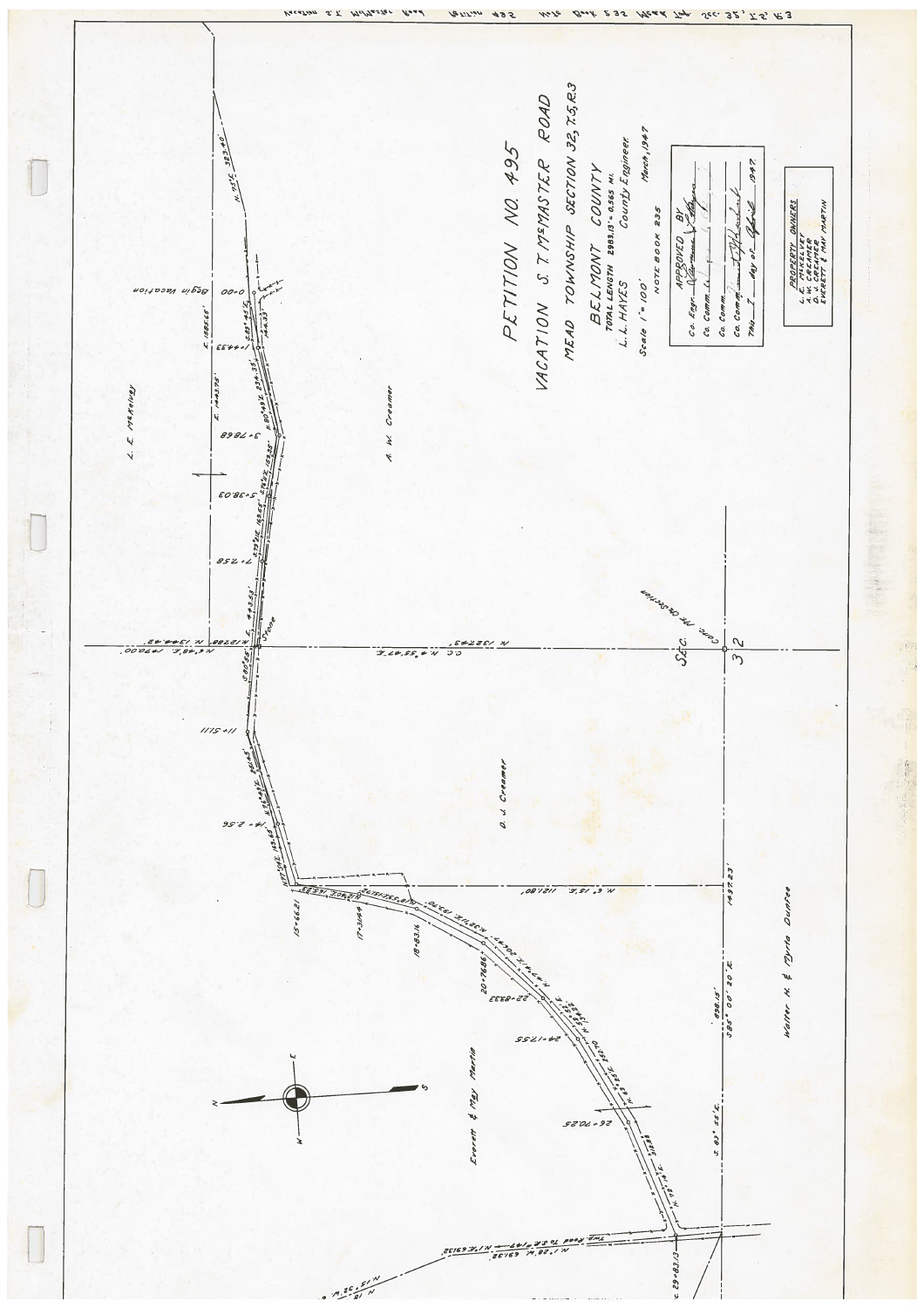# PETITION NO. 495

## VACATION S. T. McMASTER ROAD

MEAD TOWNSHIP SECTION 32, T.5, R.3

BELMONT COUNTY

TOTAL LENGTH 2983.13' = 0.565 MI.

L. L. HAYES County Engineer.

Scale 1" = 100' March, 1947

NOTE BOOK 235

APPROVED BY

Co. Engr. ___

Co. Comm. ___

Co. Comm. ___

Co. Comm. ___

This 7 day of April 1947.

PROPERTY OWNERS

L. E. McKELVEY
A. W. CREAMER
O. J. CREAMER
EVERETT & MAY MARTIN

---

0+00 Begin Vacation

L. E. McKelvey

A. W. Creamer

O. J. Creamer

Everett & May Martin

Walter H. & Myrta Durfee

SEC. 32

Corn. NE. Qr. Section

Stone

3+78.68

5+38.03

7+75.8

11+51.11

14+2.56

15+66.21

17+31.44

18+83.16

20+76.86

22+83.33

24+17.55

26+70.25

29+83.13

N. 12288, N. 1344.42

N. 6°48' E. 1470.00

N. 1327.43

C.C. N. 0°55' 47" E.

N. 6° 15' E. 1121.80

1437.23

898.15

S. 85° 00' 20" E.

S. 83° 55' E.

N. 1° 28' W. 691.32

N. 1° E. 691.32

Twp. Road To S.R. 147

E. 1886.65

E. 1443.75

N. 71° E. 323.40

N. 73° 14' E. 317.88

N. 80° 45' E. 334.35

S. 74° 54' E. 125.35

N. 32° 11' E. 125.44

N. 76° 48' E. 210.33

N. 13° 34' E. 201.65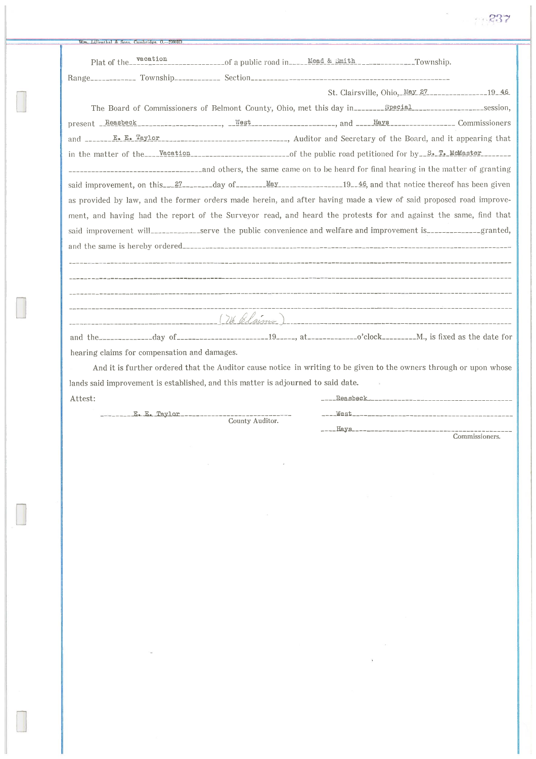Plat of the vacation of a public road in Mead & Smith Township.

Range\_\_\_\_\_\_\_\_\_\_\_\_ Township\_\_\_\_\_\_\_\_\_\_\_\_ Section\_\_\_\_\_\_\_\_\_\_\_\_

St. Clairsville, Ohio, May 27 19 46

The Board of Commissioners of Belmont County, Ohio, met this day in Special session, present Reasbeck, West, and Hays Commissioners and E. E. Taylor, Auditor and Secretary of the Board, and it appearing that in the matter of the Vacation of the public road petitioned for by S. T. McMaster and others, the same came on to be heard for final hearing in the matter of granting said improvement, on this 27 day of May 19 46, and that notice thereof has been given as provided by law, and the former orders made herein, and after having made a view of said proposed road improvement, and having had the report of the Surveyor read, and heard the protests for and against the same, find that said improvement will\_\_\_\_\_\_\_\_\_\_\_\_ serve the public convenience and welfare and improvement is\_\_\_\_\_\_\_\_\_\_\_\_ granted, and the same is hereby ordered

(No Claims)

and the\_\_\_\_\_\_\_\_\_\_\_\_ day of\_\_\_\_\_\_\_\_\_\_\_\_ 19\_\_\_\_, at\_\_\_\_\_\_\_\_\_\_\_\_ o'clock\_\_\_\_\_\_\_\_ M., is fixed as the date for hearing claims for compensation and damages.

And it is further ordered that the Auditor cause notice in writing to be given to the owners through or upon whose lands said improvement is established, and this matter is adjourned to said date.

Attest:

E. E. Taylor
County Auditor.

Reasbeck
West
Hays
Commissioners.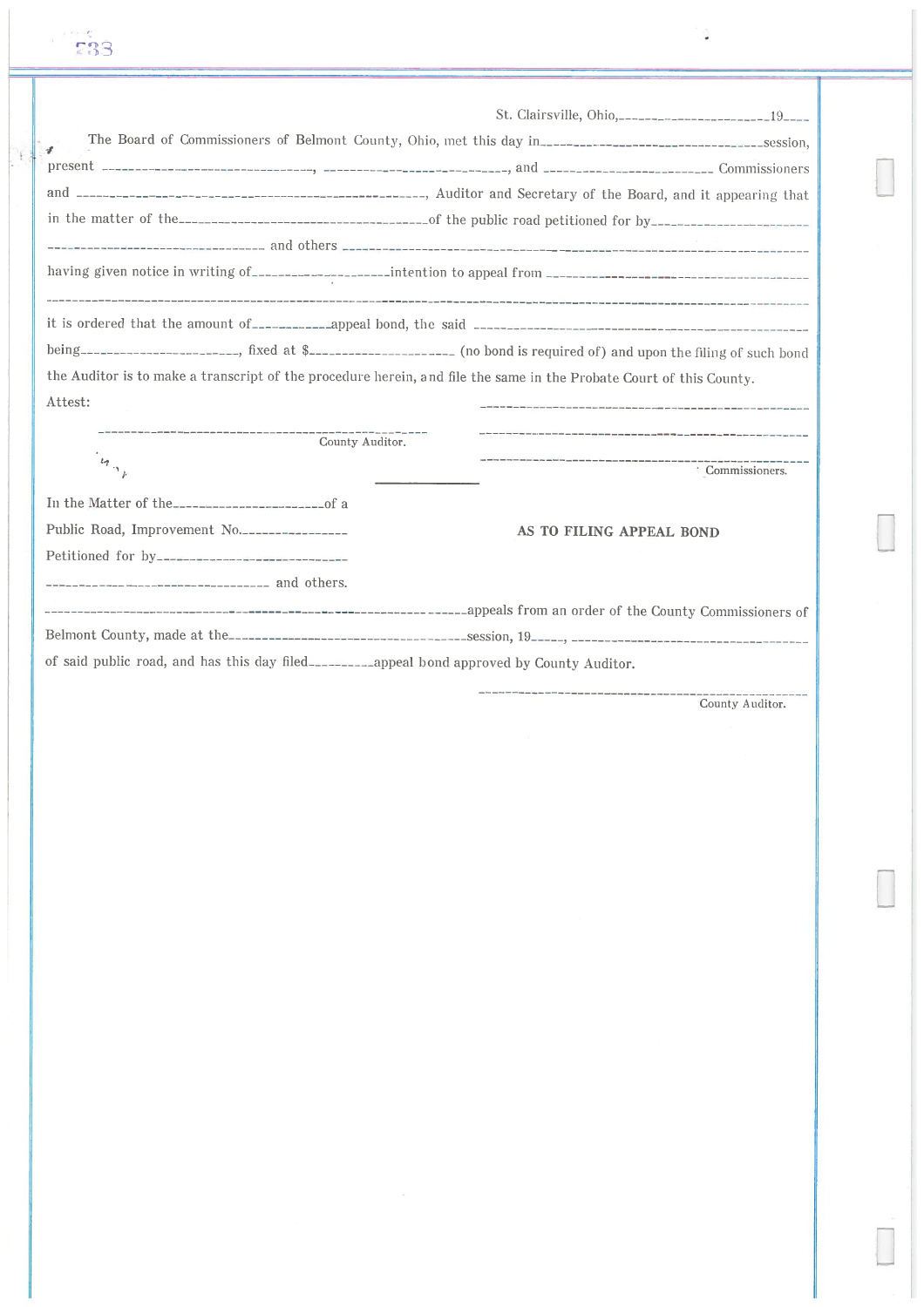St. Clairsville, Ohio,______________________19____

The Board of Commissioners of Belmont County, Ohio, met this day in________________________________session, present ______________________________, ____________________________, and ________________________ Commissioners and __________________________________________________, Auditor and Secretary of the Board, and it appearing that in the matter of the____________________________________of the public road petitioned for by______________________ ________________________________ and others ________________________________________________________ having given notice in writing of____________________intention to appeal from ______________________________________ ____________________________________________________________________________________________

it is ordered that the amount of___________appeal bond, the said ______________________________________________ being_______________________, fixed at $_____________________ (no bond is required of) and upon the filing of such bond the Auditor is to make a transcript of the procedure herein, and file the same in the Probate Court of this County.

Attest:

______________________________________________ County Auditor.

______________________________________________

______________________________________________

______________________________________________ Commissioners.

---

In the Matter of the______________________of a Public Road, Improvement No.________________ Petitioned for by____________________________ ________________________________ and others.

**AS TO FILING APPEAL BOND**

________________________________________________________________appeals from an order of the County Commissioners of Belmont County, made at the__________________________________session, 19_____, __________________________________ of said public road, and has this day filed__________appeal bond approved by County Auditor.

______________________________________________ County Auditor.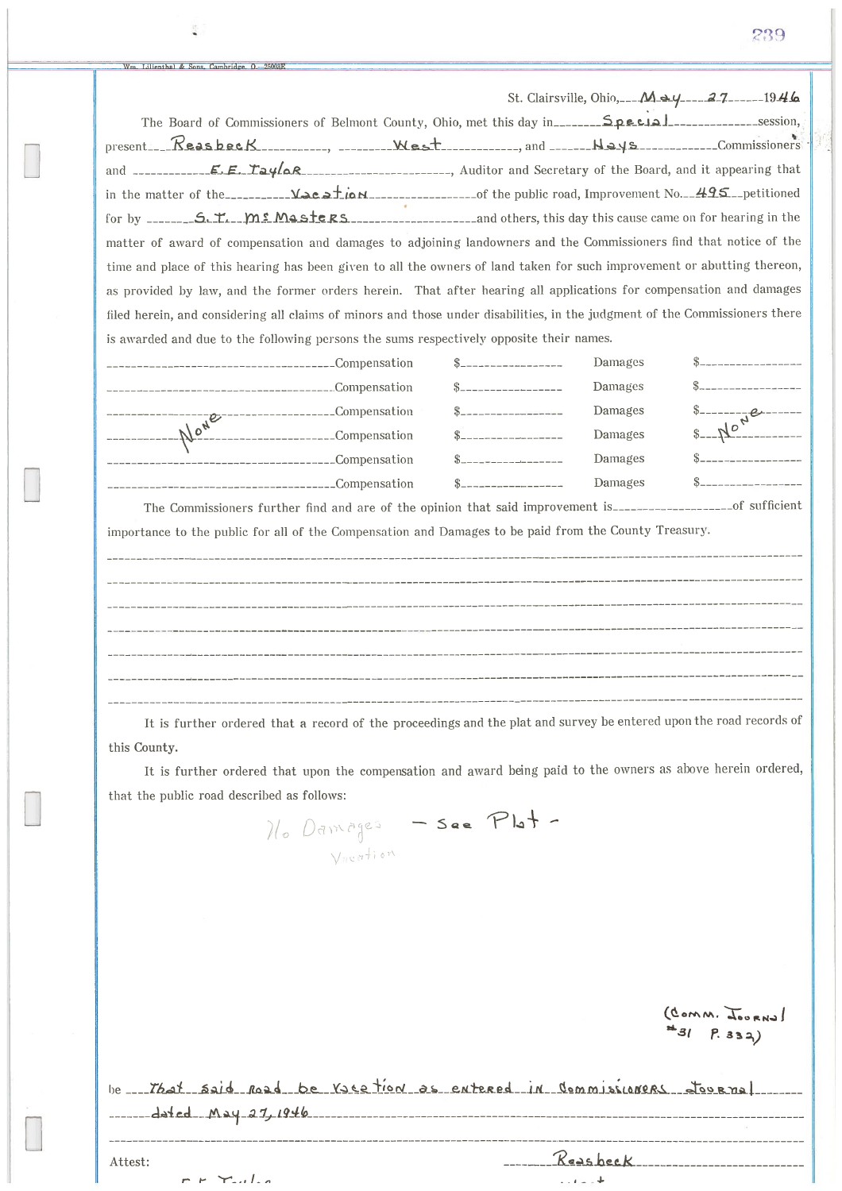Wm. Lilienthal & Sons, Cambridge, O. 25003E

St. Clairsville, Ohio, May 27 1946

The Board of Commissioners of Belmont County, Ohio, met this day in Special session, present Reasbeck, West, and Hays Commissioners and E. E. Taylor, Auditor and Secretary of the Board, and it appearing that in the matter of the Vacation of the public road, Improvement No. 495 petitioned for by S. T. McMasters and others, this day this cause came on for hearing in the matter of award of compensation and damages to adjoining landowners and the Commissioners find that notice of the time and place of this hearing has been given to all the owners of land taken for such improvement or abutting thereon, as provided by law, and the former orders herein. That after hearing all applications for compensation and damages filed herein, and considering all claims of minors and those under disabilities, in the judgment of the Commissioners there is awarded and due to the following persons the sums respectively opposite their names.

| Name | | Compensation | | Damages |
|---|---|---|---|---|
| | Compensation | $ | Damages | $ |
| | Compensation | $ | Damages | $ |
| | Compensation | $ | Damages | $ |
| None | Compensation | $ | Damages | $ None |
| | Compensation | $ | Damages | $ |
| | Compensation | $ | Damages | $ |

The Commissioners further find and are of the opinion that said improvement is ________ of sufficient importance to the public for all of the Compensation and Damages to be paid from the County Treasury.

It is further ordered that a record of the proceedings and the plat and survey be entered upon the road records of this County.

It is further ordered that upon the compensation and award being paid to the owners as above herein ordered, that the public road described as follows:

No Damages — See Plat —
Vacation

(Comm. Journal #31 P. 332)

be That said road be vacation as entered in Commissioners Journal dated May 27, 1946

Attest: E. E. Taylor

Reasbeck
West